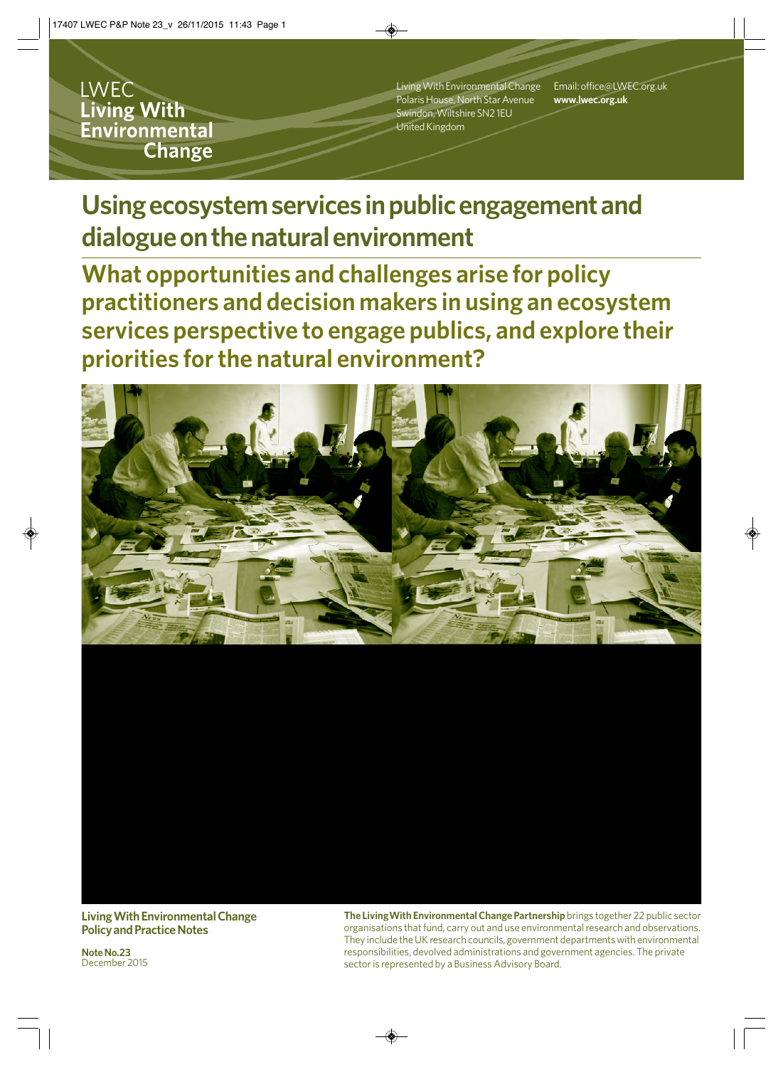LWEC
**Living With Environmental Change**

Living With Environmental Change
Polaris House, North Star Avenue
Swindon, Wiltshire SN2 1EU
United Kingdom

Email: office@LWEC.org.uk
**www.lwec.org.uk**

# Using ecosystem services in public engagement and dialogue on the natural environment

## What opportunities and challenges arise for policy practitioners and decision makers in using an ecosystem services perspective to engage publics, and explore their priorities for the natural environment?

**Living With Environmental Change Policy and Practice Notes**

**Note No.23**
December 2015

**The Living With Environmental Change Partnership** brings together 22 public sector organisations that fund, carry out and use environmental research and observations. They include the UK research councils, government departments with environmental responsibilities, devolved administrations and government agencies. The private sector is represented by a Business Advisory Board.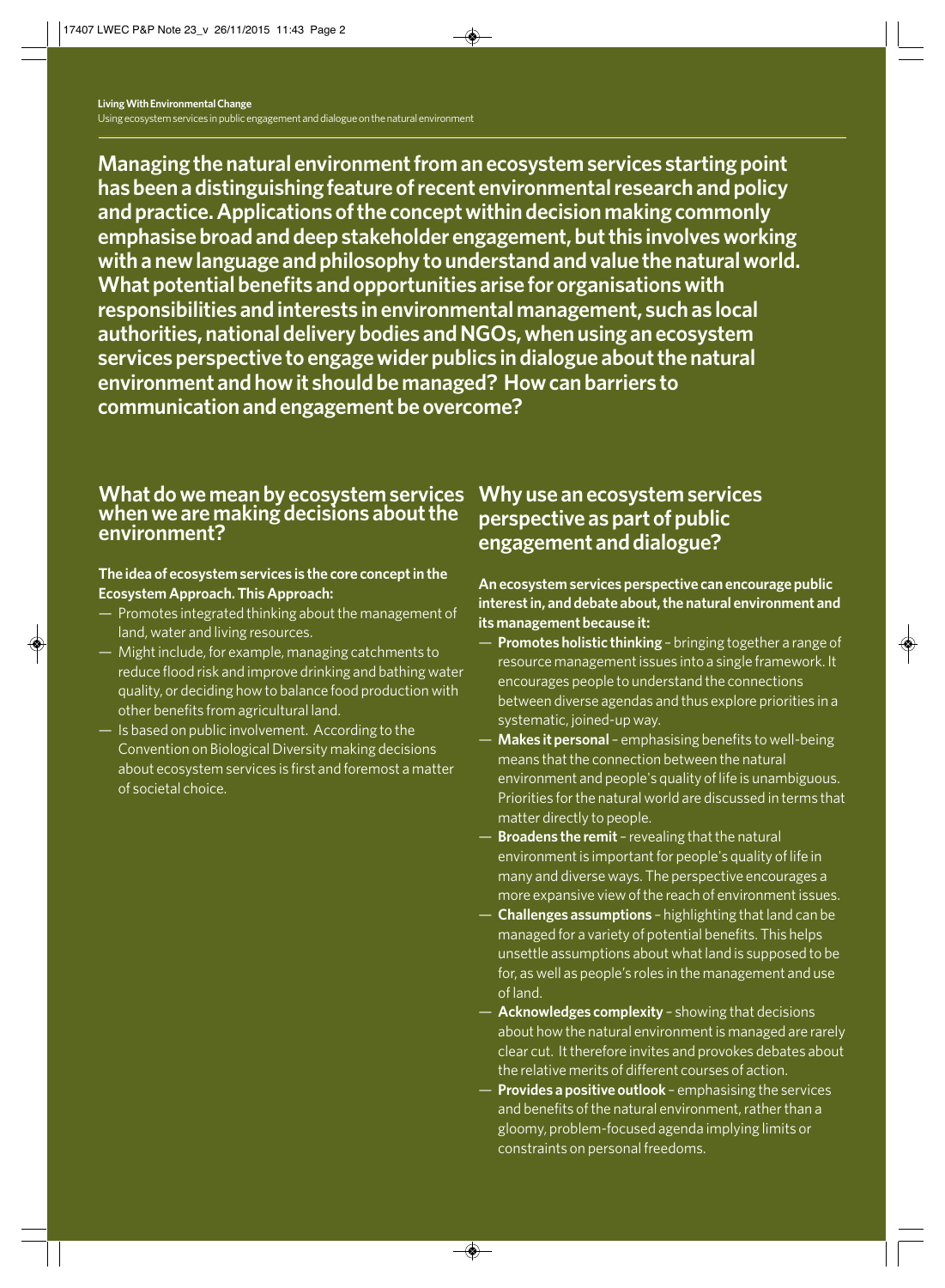**Managing the natural environment from an ecosystem services starting point has been a distinguishing feature of recent environmental research and policy and practice. Applications of the concept within decision making commonly emphasise broad and deep stakeholder engagement, but this involves working with a new language and philosophy to understand and value the natural world. What potential benefits and opportunities arise for organisations with responsibilities and interests in environmental management, such as local authorities, national delivery bodies and NGOs, when using an ecosystem services perspective to engage wider publics in dialogue about the natural environment and how it should be managed? How can barriers to communication and engagement be overcome?**

## What do we mean by ecosystem services when we are making decisions about the environment?

**The idea of ecosystem services is the core concept in the Ecosystem Approach. This Approach:**

- Promotes integrated thinking about the management of land, water and living resources.
- Might include, for example, managing catchments to reduce flood risk and improve drinking and bathing water quality, or deciding how to balance food production with other benefits from agricultural land.
- Is based on public involvement. According to the Convention on Biological Diversity making decisions about ecosystem services is first and foremost a matter of societal choice.

## Why use an ecosystem services perspective as part of public engagement and dialogue?

**An ecosystem services perspective can encourage public interest in, and debate about, the natural environment and its management because it:**

- **Promotes holistic thinking** – bringing together a range of resource management issues into a single framework. It encourages people to understand the connections between diverse agendas and thus explore priorities in a systematic, joined-up way.
- **Makes it personal** – emphasising benefits to well-being means that the connection between the natural environment and people's quality of life is unambiguous. Priorities for the natural world are discussed in terms that matter directly to people.
- **Broadens the remit** – revealing that the natural environment is important for people's quality of life in many and diverse ways. The perspective encourages a more expansive view of the reach of environment issues.
- **Challenges assumptions** – highlighting that land can be managed for a variety of potential benefits. This helps unsettle assumptions about what land is supposed to be for, as well as people's roles in the management and use of land.
- **Acknowledges complexity** – showing that decisions about how the natural environment is managed are rarely clear cut. It therefore invites and provokes debates about the relative merits of different courses of action.
- **Provides a positive outlook** – emphasising the services and benefits of the natural environment, rather than a gloomy, problem-focused agenda implying limits or constraints on personal freedoms.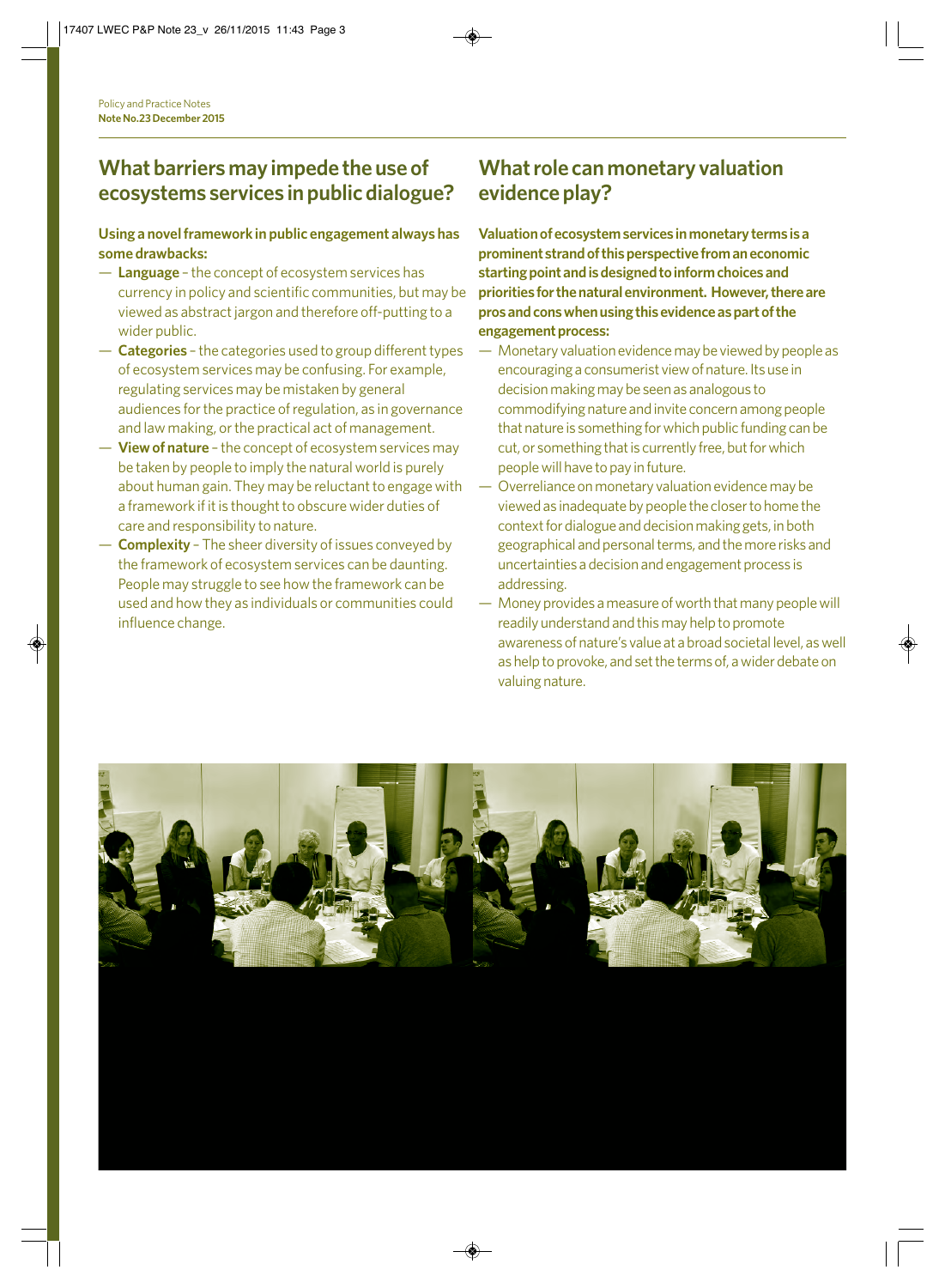## What barriers may impede the use of ecosystems services in public dialogue?

**Using a novel framework in public engagement always has some drawbacks:**

- **Language** – the concept of ecosystem services has currency in policy and scientific communities, but may be viewed as abstract jargon and therefore off-putting to a wider public.
- **Categories** – the categories used to group different types of ecosystem services may be confusing. For example, regulating services may be mistaken by general audiences for the practice of regulation, as in governance and law making, or the practical act of management.
- **View of nature** – the concept of ecosystem services may be taken by people to imply the natural world is purely about human gain. They may be reluctant to engage with a framework if it is thought to obscure wider duties of care and responsibility to nature.
- **Complexity** – The sheer diversity of issues conveyed by the framework of ecosystem services can be daunting. People may struggle to see how the framework can be used and how they as individuals or communities could influence change.

## What role can monetary valuation evidence play?

**Valuation of ecosystem services in monetary terms is a prominent strand of this perspective from an economic starting point and is designed to inform choices and priorities for the natural environment. However, there are pros and cons when using this evidence as part of the engagement process:**

- Monetary valuation evidence may be viewed by people as encouraging a consumerist view of nature. Its use in decision making may be seen as analogous to commodifying nature and invite concern among people that nature is something for which public funding can be cut, or something that is currently free, but for which people will have to pay in future.
- Overreliance on monetary valuation evidence may be viewed as inadequate by people the closer to home the context for dialogue and decision making gets, in both geographical and personal terms, and the more risks and uncertainties a decision and engagement process is addressing.
- Money provides a measure of worth that many people will readily understand and this may help to promote awareness of nature's value at a broad societal level, as well as help to provoke, and set the terms of, a wider debate on valuing nature.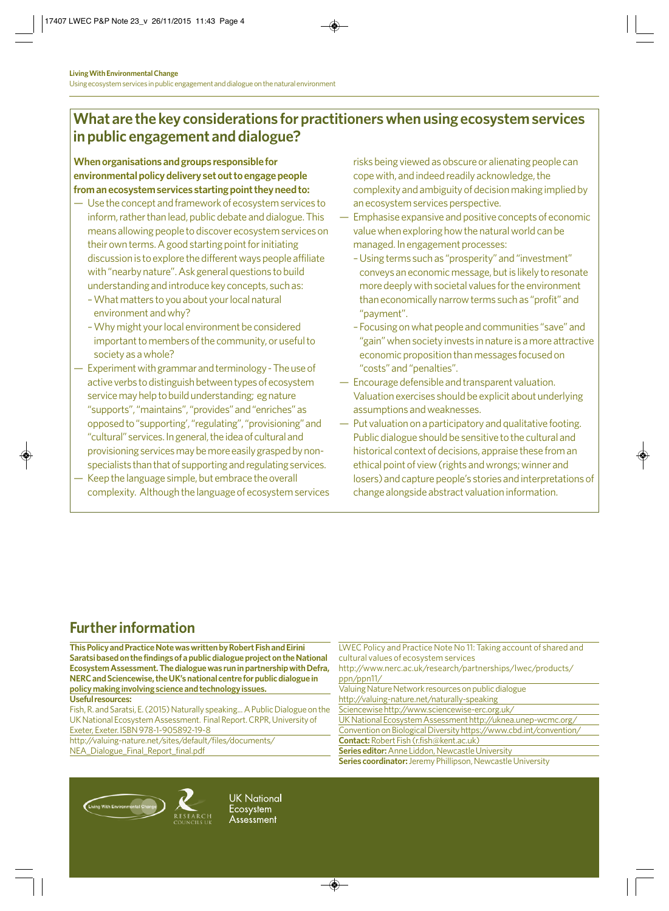## What are the key considerations for practitioners when using ecosystem services in public engagement and dialogue?

**When organisations and groups responsible for environmental policy delivery set out to engage people from an ecosystem services starting point they need to:**

- Use the concept and framework of ecosystem services to inform, rather than lead, public debate and dialogue. This means allowing people to discover ecosystem services on their own terms. A good starting point for initiating discussion is to explore the different ways people affiliate with "nearby nature". Ask general questions to build understanding and introduce key concepts, such as:
  - What matters to you about your local natural environment and why?
  - Why might your local environment be considered important to members of the community, or useful to society as a whole?
- Experiment with grammar and terminology - The use of active verbs to distinguish between types of ecosystem service may help to build understanding; eg nature "supports", "maintains", "provides" and "enriches" as opposed to "supporting', "regulating", "provisioning" and "cultural" services. In general, the idea of cultural and provisioning services may be more easily grasped by non-specialists than that of supporting and regulating services.
- Keep the language simple, but embrace the overall complexity. Although the language of ecosystem services risks being viewed as obscure or alienating people can cope with, and indeed readily acknowledge, the complexity and ambiguity of decision making implied by an ecosystem services perspective.
- Emphasise expansive and positive concepts of economic value when exploring how the natural world can be managed. In engagement processes:
  - Using terms such as "prosperity" and "investment" conveys an economic message, but is likely to resonate more deeply with societal values for the environment than economically narrow terms such as "profit" and "payment".
  - Focusing on what people and communities "save" and "gain" when society invests in nature is a more attractive economic proposition than messages focused on "costs" and "penalties".
- Encourage defensible and transparent valuation. Valuation exercises should be explicit about underlying assumptions and weaknesses.
- Put valuation on a participatory and qualitative footing. Public dialogue should be sensitive to the cultural and historical context of decisions, appraise these from an ethical point of view (rights and wrongs; winner and losers) and capture people's stories and interpretations of change alongside abstract valuation information.

## Further information

**This Policy and Practice Note was written by Robert Fish and Eirini Saratsi based on the findings of a public dialogue project on the National Ecosystem Assessment. The dialogue was run in partnership with Defra, NERC and Sciencewise, the UK's national centre for public dialogue in policy making involving science and technology issues.**

**Useful resources:**

Fish, R. and Saratsi, E. (2015) Naturally speaking... A Public Dialogue on the UK National Ecosystem Assessment. Final Report. CRPR, University of Exeter, Exeter. ISBN 978-1-905892-19-8

http://valuing-nature.net/sites/default/files/documents/NEA_Dialogue_Final_Report_final.pdf

LWEC Policy and Practice Note No 11: Taking account of shared and cultural values of ecosystem services http://www.nerc.ac.uk/research/partnerships/lwec/products/ppn/ppn11/

Valuing Nature Network resources on public dialogue http://valuing-nature.net/naturally-speaking

Sciencewise http://www.sciencewise-erc.org.uk/

UK National Ecosystem Assessment http://uknea.unep-wcmc.org/

Convention on Biological Diversity https://www.cbd.int/convention/

**Contact:** Robert Fish (r.fish@kent.ac.uk)

**Series editor:** Anne Liddon, Newcastle University

**Series coordinator:** Jeremy Phillipson, Newcastle University

UK National Ecosystem Assessment